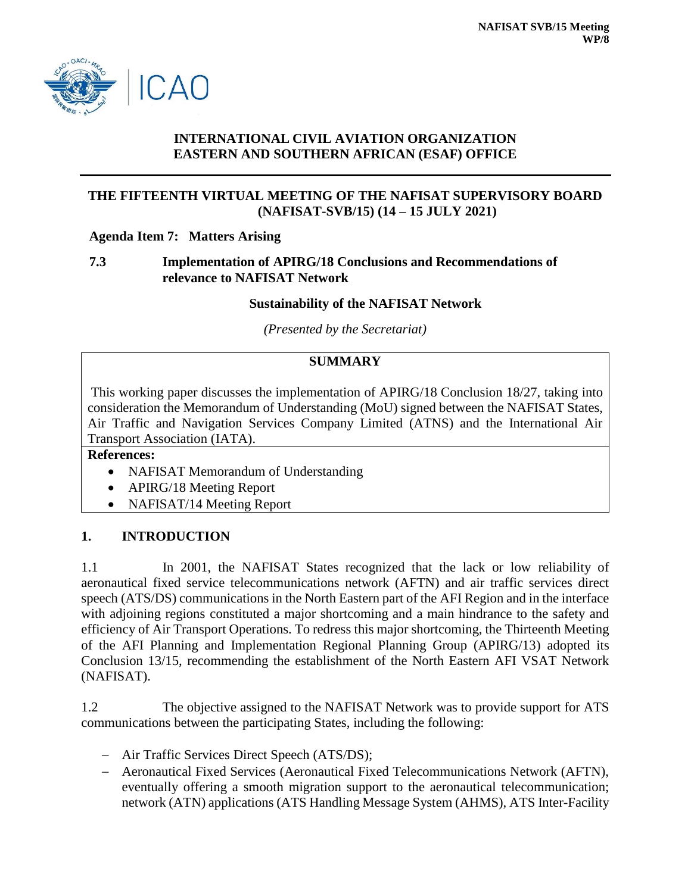NAFISAT SVB/15 Meeting
WP/8

# INTERNATIONAL CIVIL AVIATION ORGANIZATION
# EASTERN AND SOUTHERN AFRICAN (ESAF) OFFICE

## THE FIFTEENTH VIRTUAL MEETING OF THE NAFISAT SUPERVISORY BOARD (NAFISAT-SVB/15) (14 – 15 JULY 2021)

**Agenda Item 7: Matters Arising**

**7.3 Implementation of APIRG/18 Conclusions and Recommendations of relevance to NAFISAT Network**

**Sustainability of the NAFISAT Network**

*(Presented by the Secretariat)*

| **SUMMARY** |
|---|
| This working paper discusses the implementation of APIRG/18 Conclusion 18/27, taking into consideration the Memorandum of Understanding (MoU) signed between the NAFISAT States, Air Traffic and Navigation Services Company Limited (ATNS) and the International Air Transport Association (IATA). |
| **References:** <br> • NAFISAT Memorandum of Understanding <br> • APIRG/18 Meeting Report <br> • NAFISAT/14 Meeting Report |

## 1. INTRODUCTION

1.1 In 2001, the NAFISAT States recognized that the lack or low reliability of aeronautical fixed service telecommunications network (AFTN) and air traffic services direct speech (ATS/DS) communications in the North Eastern part of the AFI Region and in the interface with adjoining regions constituted a major shortcoming and a main hindrance to the safety and efficiency of Air Transport Operations. To redress this major shortcoming, the Thirteenth Meeting of the AFI Planning and Implementation Regional Planning Group (APIRG/13) adopted its Conclusion 13/15, recommending the establishment of the North Eastern AFI VSAT Network (NAFISAT).

1.2 The objective assigned to the NAFISAT Network was to provide support for ATS communications between the participating States, including the following:

- Air Traffic Services Direct Speech (ATS/DS);
- Aeronautical Fixed Services (Aeronautical Fixed Telecommunications Network (AFTN), eventually offering a smooth migration support to the aeronautical telecommunication; network (ATN) applications (ATS Handling Message System (AHMS), ATS Inter-Facility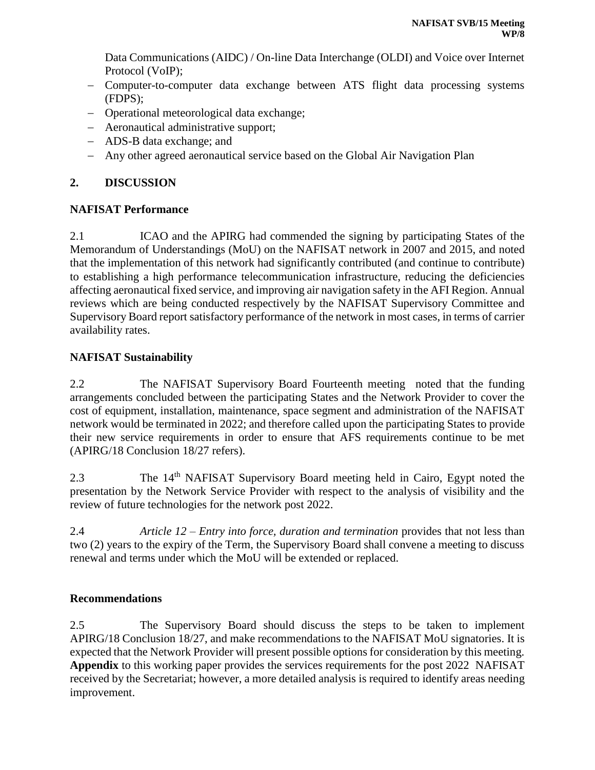Data Communications (AIDC) / On-line Data Interchange (OLDI) and Voice over Internet Protocol (VoIP);

- Computer-to-computer data exchange between ATS flight data processing systems (FDPS);
- Operational meteorological data exchange;
- Aeronautical administrative support;
- ADS-B data exchange; and
- Any other agreed aeronautical service based on the Global Air Navigation Plan

## 2. DISCUSSION

### NAFISAT Performance

2.1 ICAO and the APIRG had commended the signing by participating States of the Memorandum of Understandings (MoU) on the NAFISAT network in 2007 and 2015, and noted that the implementation of this network had significantly contributed (and continue to contribute) to establishing a high performance telecommunication infrastructure, reducing the deficiencies affecting aeronautical fixed service, and improving air navigation safety in the AFI Region. Annual reviews which are being conducted respectively by the NAFISAT Supervisory Committee and Supervisory Board report satisfactory performance of the network in most cases, in terms of carrier availability rates.

### NAFISAT Sustainability

2.2 The NAFISAT Supervisory Board Fourteenth meeting noted that the funding arrangements concluded between the participating States and the Network Provider to cover the cost of equipment, installation, maintenance, space segment and administration of the NAFISAT network would be terminated in 2022; and therefore called upon the participating States to provide their new service requirements in order to ensure that AFS requirements continue to be met (APIRG/18 Conclusion 18/27 refers).

2.3 The 14th NAFISAT Supervisory Board meeting held in Cairo, Egypt noted the presentation by the Network Service Provider with respect to the analysis of visibility and the review of future technologies for the network post 2022.

2.4 *Article 12 – Entry into force, duration and termination* provides that not less than two (2) years to the expiry of the Term, the Supervisory Board shall convene a meeting to discuss renewal and terms under which the MoU will be extended or replaced.

### Recommendations

2.5 The Supervisory Board should discuss the steps to be taken to implement APIRG/18 Conclusion 18/27, and make recommendations to the NAFISAT MoU signatories. It is expected that the Network Provider will present possible options for consideration by this meeting. **Appendix** to this working paper provides the services requirements for the post 2022 NAFISAT received by the Secretariat; however, a more detailed analysis is required to identify areas needing improvement.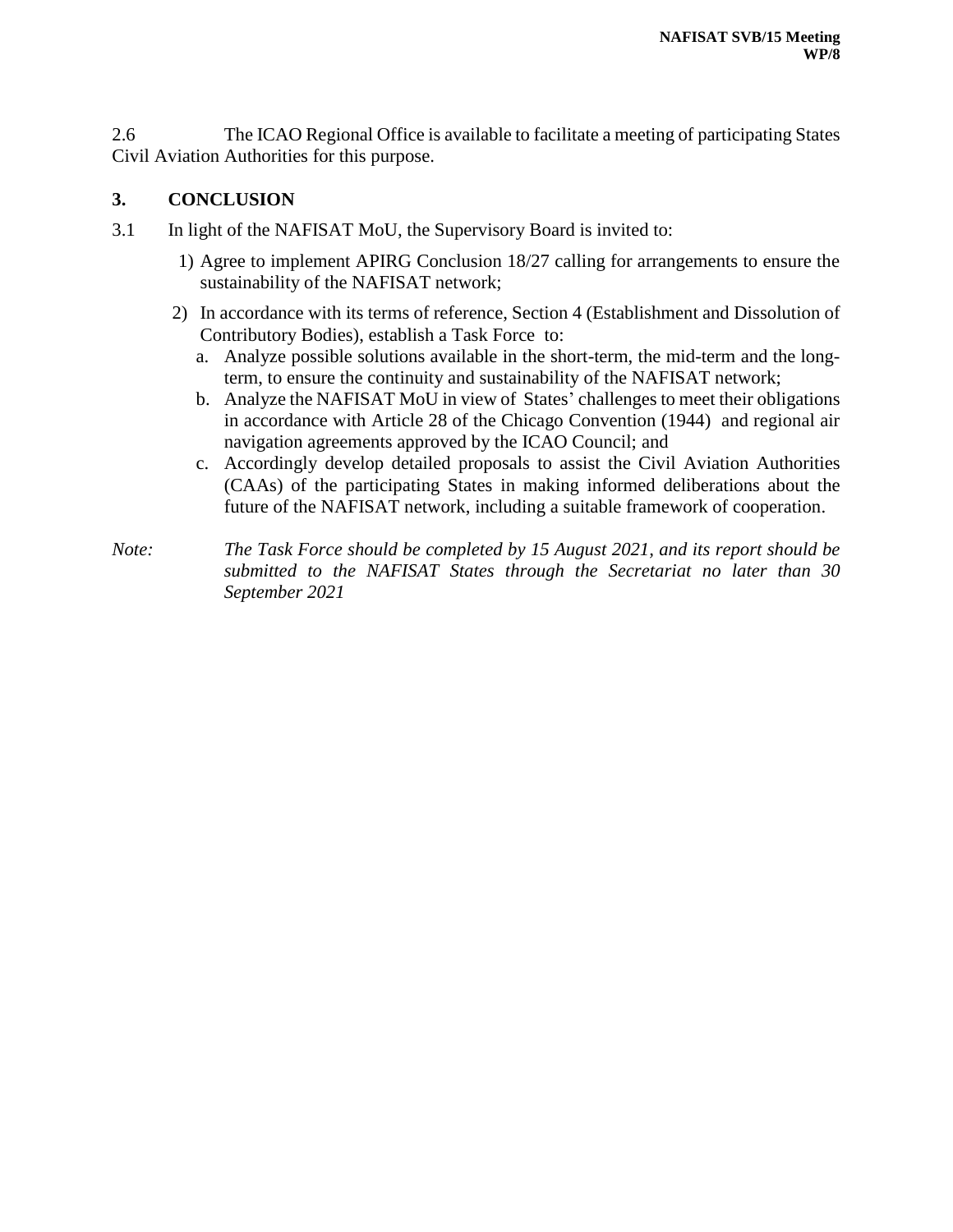2.6 The ICAO Regional Office is available to facilitate a meeting of participating States Civil Aviation Authorities for this purpose.

## 3. CONCLUSION

3.1 In light of the NAFISAT MoU, the Supervisory Board is invited to:

1) Agree to implement APIRG Conclusion 18/27 calling for arrangements to ensure the sustainability of the NAFISAT network;
2) In accordance with its terms of reference, Section 4 (Establishment and Dissolution of Contributory Bodies), establish a Task Force to:
   a. Analyze possible solutions available in the short-term, the mid-term and the long-term, to ensure the continuity and sustainability of the NAFISAT network;
   b. Analyze the NAFISAT MoU in view of States' challenges to meet their obligations in accordance with Article 28 of the Chicago Convention (1944) and regional air navigation agreements approved by the ICAO Council; and
   c. Accordingly develop detailed proposals to assist the Civil Aviation Authorities (CAAs) of the participating States in making informed deliberations about the future of the NAFISAT network, including a suitable framework of cooperation.

*Note: The Task Force should be completed by 15 August 2021, and its report should be submitted to the NAFISAT States through the Secretariat no later than 30 September 2021*